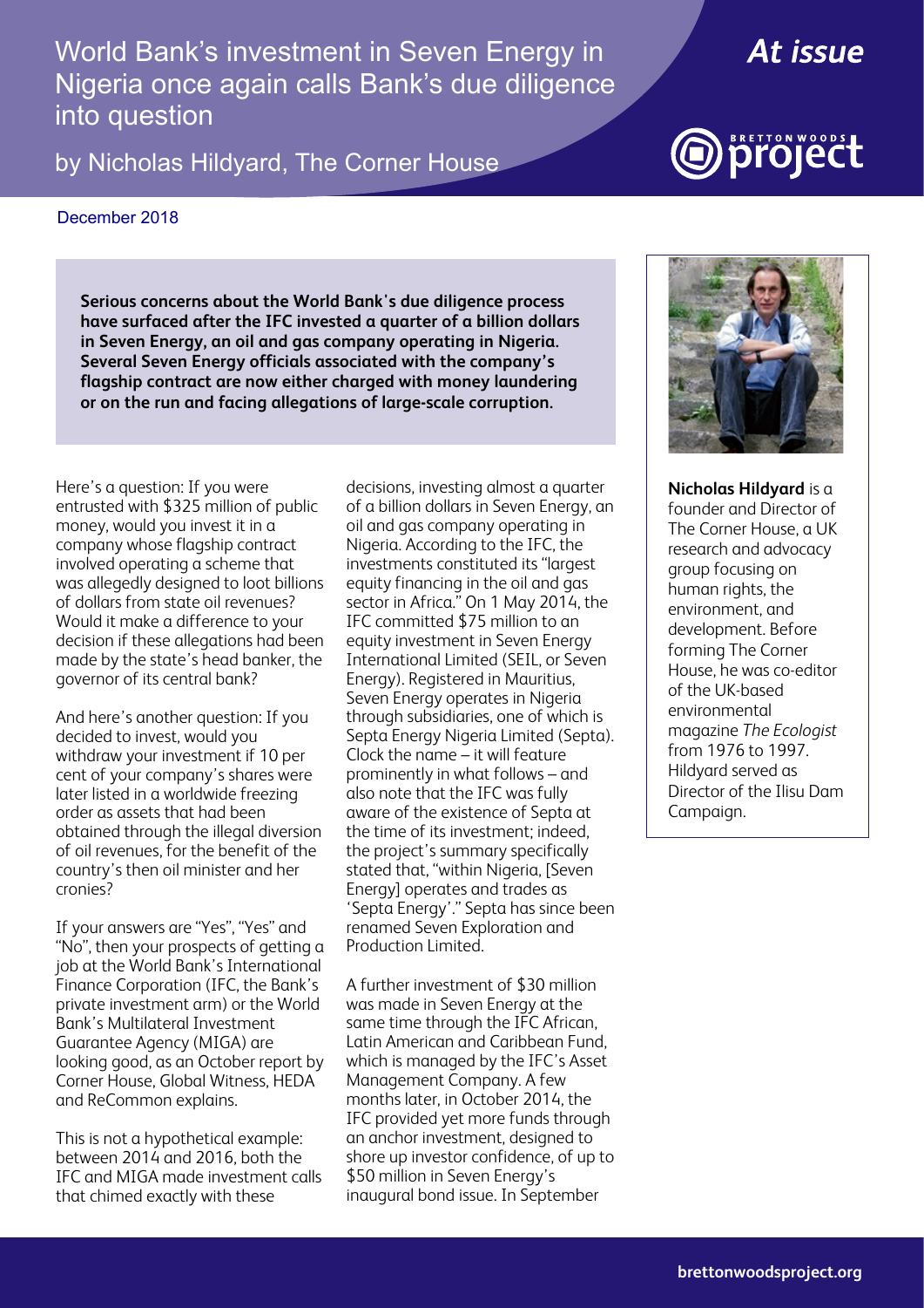# World Bank's investment in Seven Energy in Nigeria once again calls Bank's due diligence into question

by Nicholas Hildyard, The Corner House

*At issue*

December 2018

**Serious concerns about the World Bank's due diligence process have surfaced after the IFC invested a quarter of a billion dollars in Seven Energy, an oil and gas company operating in Nigeria. Several Seven Energy officials associated with the company's flagship contract are now either charged with money laundering or on the run and facing allegations of large-scale corruption.**

**Nicholas Hildyard** is a founder and Director of The Corner House, a UK research and advocacy group focusing on human rights, the environment, and development. Before forming The Corner House, he was co-editor of the UK-based environmental magazine *The Ecologist* from 1976 to 1997. Hildyard served as Director of the Ilisu Dam Campaign.

Here's a question: If you were entrusted with $325 million of public money, would you invest it in a company whose flagship contract involved operating a scheme that was allegedly designed to loot billions of dollars from state oil revenues? Would it make a difference to your decision if these allegations had been made by the state's head banker, the governor of its central bank?

And here's another question: If you decided to invest, would you withdraw your investment if 10 per cent of your company's shares were later listed in a worldwide freezing order as assets that had been obtained through the illegal diversion of oil revenues, for the benefit of the country's then oil minister and her cronies?

If your answers are "Yes", "Yes" and "No", then your prospects of getting a job at the World Bank's International Finance Corporation (IFC, the Bank's private investment arm) or the World Bank's Multilateral Investment Guarantee Agency (MIGA) are looking good, as an October report by Corner House, Global Witness, HEDA and ReCommon explains.

This is not a hypothetical example: between 2014 and 2016, both the IFC and MIGA made investment calls that chimed exactly with these decisions, investing almost a quarter of a billion dollars in Seven Energy, an oil and gas company operating in Nigeria. According to the IFC, the investments constituted its "largest equity financing in the oil and gas sector in Africa." On 1 May 2014, the IFC committed $75 million to an equity investment in Seven Energy International Limited (SEIL, or Seven Energy). Registered in Mauritius, Seven Energy operates in Nigeria through subsidiaries, one of which is Septa Energy Nigeria Limited (Septa). Clock the name – it will feature prominently in what follows – and also note that the IFC was fully aware of the existence of Septa at the time of its investment; indeed, the project's summary specifically stated that, "within Nigeria, [Seven Energy] operates and trades as 'Septa Energy'." Septa has since been renamed Seven Exploration and Production Limited.

A further investment of $30 million was made in Seven Energy at the same time through the IFC African, Latin American and Caribbean Fund, which is managed by the IFC's Asset Management Company. A few months later, in October 2014, the IFC provided yet more funds through an anchor investment, designed to shore up investor confidence, of up to $50 million in Seven Energy's inaugural bond issue. In September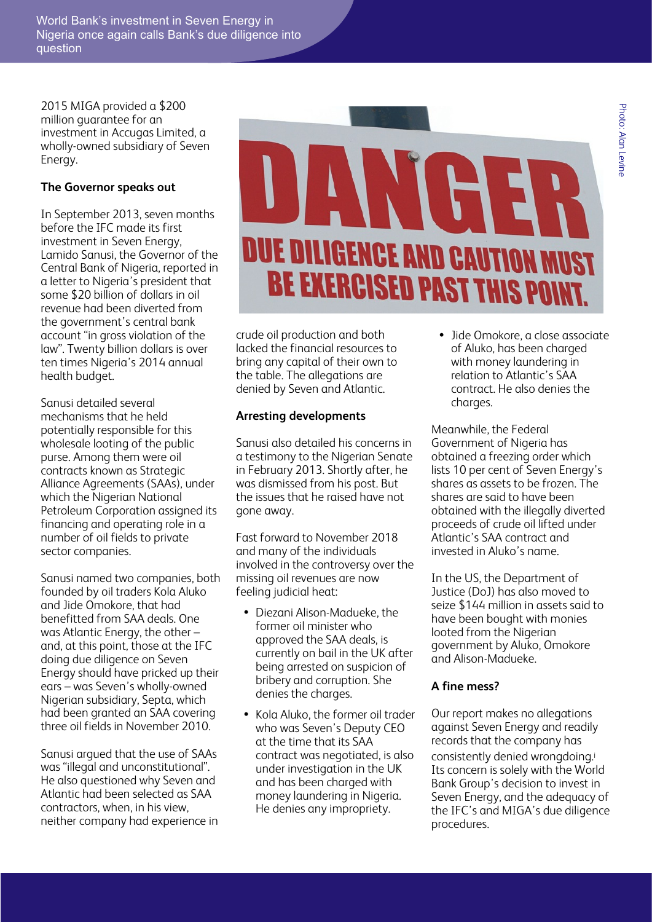2015 MIGA provided a $200 million guarantee for an investment in Accugas Limited, a wholly-owned subsidiary of Seven Energy.

### The Governor speaks out

In September 2013, seven months before the IFC made its first investment in Seven Energy, Lamido Sanusi, the Governor of the Central Bank of Nigeria, reported in a letter to Nigeria's president that some $20 billion of dollars in oil revenue had been diverted from the government's central bank account "in gross violation of the law". Twenty billion dollars is over ten times Nigeria's 2014 annual health budget.

Sanusi detailed several mechanisms that he held potentially responsible for this wholesale looting of the public purse. Among them were oil contracts known as Strategic Alliance Agreements (SAAs), under which the Nigerian National Petroleum Corporation assigned its financing and operating role in a number of oil fields to private sector companies.

Sanusi named two companies, both founded by oil traders Kola Aluko and Jide Omokore, that had benefitted from SAA deals. One was Atlantic Energy, the other – and, at this point, those at the IFC doing due diligence on Seven Energy should have pricked up their ears – was Seven's wholly-owned Nigerian subsidiary, Septa, which had been granted an SAA covering three oil fields in November 2010.

Sanusi argued that the use of SAAs was "illegal and unconstitutional". He also questioned why Seven and Atlantic had been selected as SAA contractors, when, in his view, neither company had experience in crude oil production and both lacked the financial resources to bring any capital of their own to the table. The allegations are denied by Seven and Atlantic.

### Arresting developments

Sanusi also detailed his concerns in a testimony to the Nigerian Senate in February 2013. Shortly after, he was dismissed from his post. But the issues that he raised have not gone away.

Fast forward to November 2018 and many of the individuals involved in the controversy over the missing oil revenues are now feeling judicial heat:

- Diezani Alison-Madueke, the former oil minister who approved the SAA deals, is currently on bail in the UK after being arrested on suspicion of bribery and corruption. She denies the charges.
- Kola Aluko, the former oil trader who was Seven's Deputy CEO at the time that its SAA contract was negotiated, is also under investigation in the UK and has been charged with money laundering in Nigeria. He denies any impropriety.
- Jide Omokore, a close associate of Aluko, has been charged with money laundering in relation to Atlantic's SAA contract. He also denies the charges.

Meanwhile, the Federal Government of Nigeria has obtained a freezing order which lists 10 per cent of Seven Energy's shares as assets to be frozen. The shares are said to have been obtained with the illegally diverted proceeds of crude oil lifted under Atlantic's SAA contract and invested in Aluko's name.

In the US, the Department of Justice (DoJ) has also moved to seize $144 million in assets said to have been bought with monies looted from the Nigerian government by Aluko, Omokore and Alison-Madueke.

### A fine mess?

Our report makes no allegations against Seven Energy and readily records that the company has consistently denied wrongdoing.[i] Its concern is solely with the World Bank Group's decision to invest in Seven Energy, and the adequacy of the IFC's and MIGA's due diligence procedures.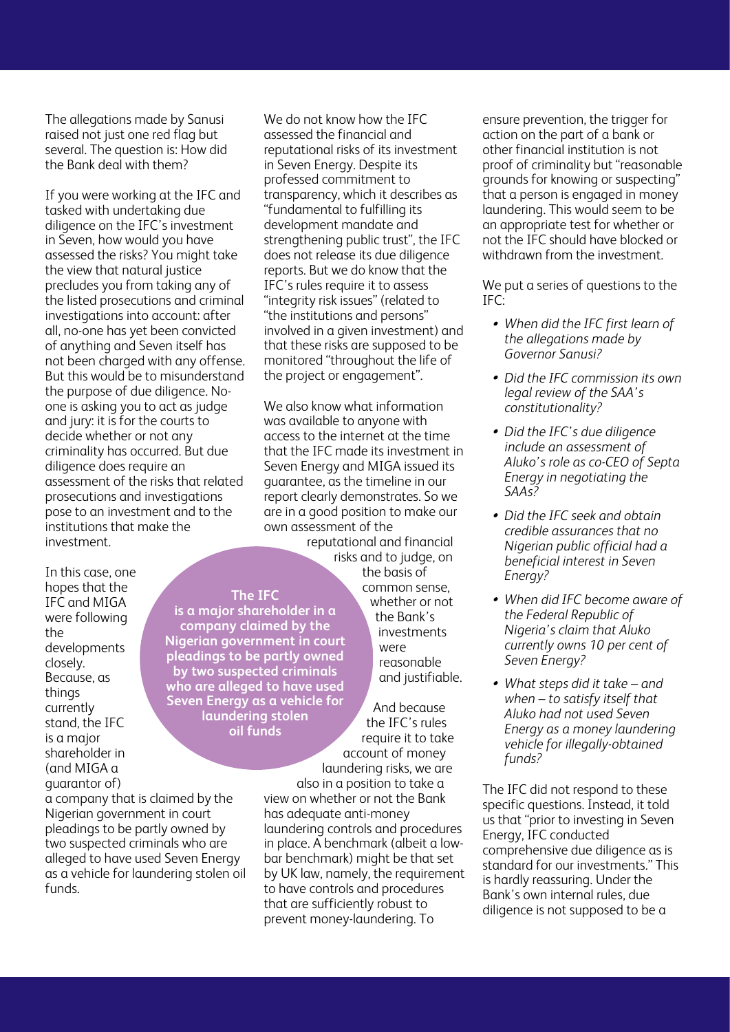The allegations made by Sanusi raised not just one red flag but several. The question is: How did the Bank deal with them?

If you were working at the IFC and tasked with undertaking due diligence on the IFC's investment in Seven, how would you have assessed the risks? You might take the view that natural justice precludes you from taking any of the listed prosecutions and criminal investigations into account: after all, no-one has yet been convicted of anything and Seven itself has not been charged with any offense. But this would be to misunderstand the purpose of due diligence. No-one is asking you to act as judge and jury: it is for the courts to decide whether or not any criminality has occurred. But due diligence does require an assessment of the risks that related prosecutions and investigations pose to an investment and to the institutions that make the investment.

In this case, one hopes that the IFC and MIGA were following the developments closely. Because, as things currently stand, the IFC is a major shareholder in (and MIGA a guarantor of) a company that is claimed by the Nigerian government in court pleadings to be partly owned by two suspected criminals who are alleged to have used Seven Energy as a vehicle for laundering stolen oil funds.

**The IFC is a major shareholder in a company claimed by the Nigerian government in court pleadings to be partly owned by two suspected criminals who are alleged to have used Seven Energy as a vehicle for laundering stolen oil funds**

We do not know how the IFC assessed the financial and reputational risks of its investment in Seven Energy. Despite its professed commitment to transparency, which it describes as "fundamental to fulfilling its development mandate and strengthening public trust", the IFC does not release its due diligence reports. But we do know that the IFC's rules require it to assess "integrity risk issues" (related to "the institutions and persons" involved in a given investment) and that these risks are supposed to be monitored "throughout the life of the project or engagement".

We also know what information was available to anyone with access to the internet at the time that the IFC made its investment in Seven Energy and MIGA issued its guarantee, as the timeline in our report clearly demonstrates. So we are in a good position to make our own assessment of the reputational and financial risks and to judge, on the basis of common sense, whether or not the Bank's investments were reasonable and justifiable.

And because the IFC's rules require it to take account of money laundering risks, we are also in a position to take a view on whether or not the Bank has adequate anti-money laundering controls and procedures in place. A benchmark (albeit a low-bar benchmark) might be that set by UK law, namely, the requirement to have controls and procedures that are sufficiently robust to prevent money-laundering. To ensure prevention, the trigger for action on the part of a bank or other financial institution is not proof of criminality but "reasonable grounds for knowing or suspecting" that a person is engaged in money laundering. This would seem to be an appropriate test for whether or not the IFC should have blocked or withdrawn from the investment.

We put a series of questions to the IFC:

- *When did the IFC first learn of the allegations made by Governor Sanusi?*
- *Did the IFC commission its own legal review of the SAA's constitutionality?*
- *Did the IFC's due diligence include an assessment of Aluko's role as co-CEO of Septa Energy in negotiating the SAAs?*
- *Did the IFC seek and obtain credible assurances that no Nigerian public official had a beneficial interest in Seven Energy?*
- *When did IFC become aware of the Federal Republic of Nigeria's claim that Aluko currently owns 10 per cent of Seven Energy?*
- *What steps did it take – and when – to satisfy itself that Aluko had not used Seven Energy as a money laundering vehicle for illegally-obtained funds?*

The IFC did not respond to these specific questions. Instead, it told us that "prior to investing in Seven Energy, IFC conducted comprehensive due diligence as is standard for our investments." This is hardly reassuring. Under the Bank's own internal rules, due diligence is not supposed to be a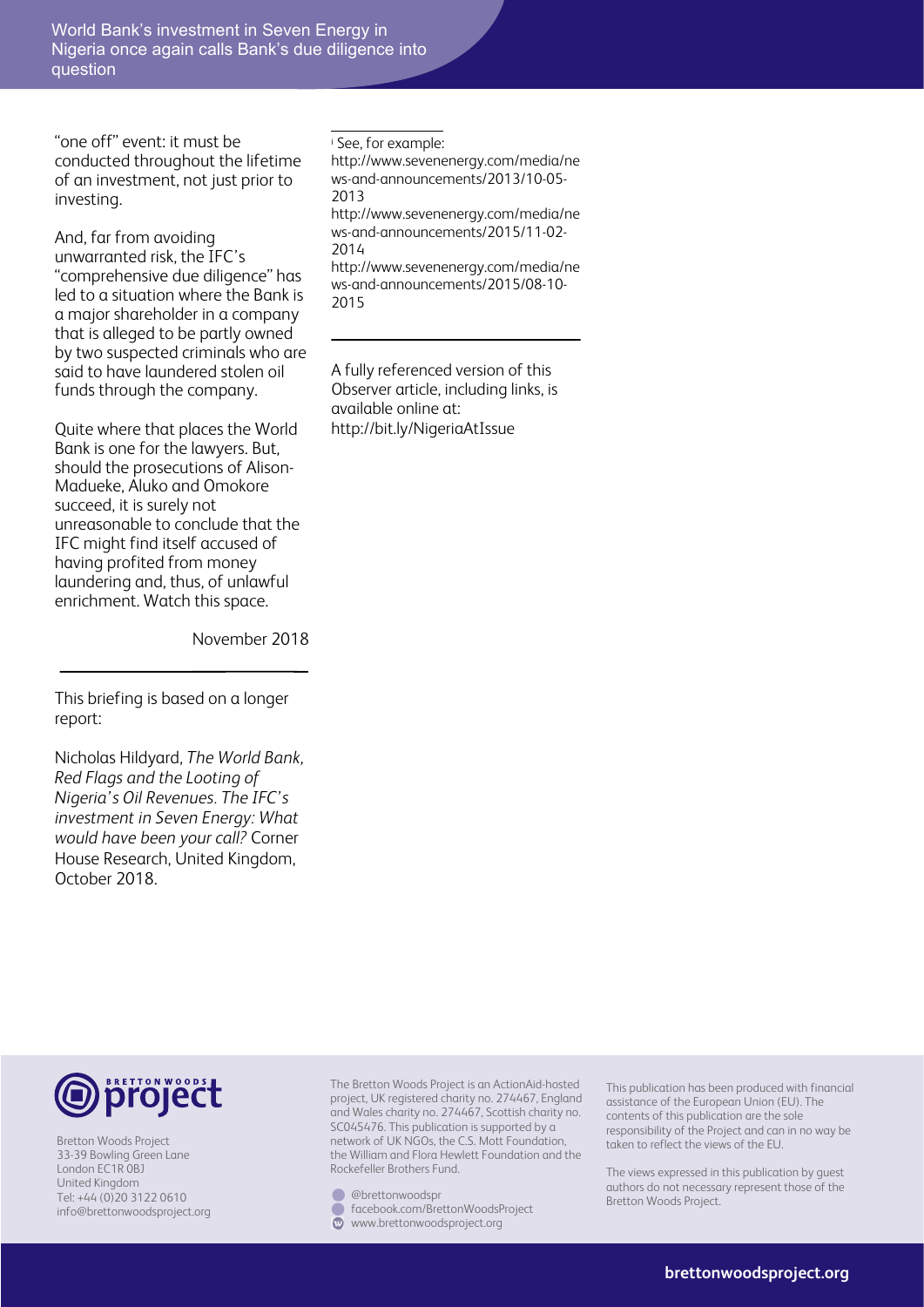"one off" event: it must be conducted throughout the lifetime of an investment, not just prior to investing.

And, far from avoiding unwarranted risk, the IFC's "comprehensive due diligence" has led to a situation where the Bank is a major shareholder in a company that is alleged to be partly owned by two suspected criminals who are said to have laundered stolen oil funds through the company.

Quite where that places the World Bank is one for the lawyers. But, should the prosecutions of Alison-Madueke, Aluko and Omokore succeed, it is surely not unreasonable to conclude that the IFC might find itself accused of having profited from money laundering and, thus, of unlawful enrichment. Watch this space.

November 2018

---

This briefing is based on a longer report:

Nicholas Hildyard, *The World Bank, Red Flags and the Looting of Nigeria's Oil Revenues. The IFC's investment in Seven Energy: What would have been your call?* Corner House Research, United Kingdom, October 2018.

---

[i] See, for example:
http://www.sevenenergy.com/media/news-and-announcements/2013/10-05-2013
http://www.sevenenergy.com/media/news-and-announcements/2015/11-02-2014
http://www.sevenenergy.com/media/news-and-announcements/2015/08-10-2015

---

A fully referenced version of this Observer article, including links, is available online at: http://bit.ly/NigeriaAtIssue

---

Bretton Woods Project
33-39 Bowling Green Lane
London EC1R 0BJ
United Kingdom
Tel: +44 (0)20 3122 0610
info@brettonwoodsproject.org

The Bretton Woods Project is an ActionAid-hosted project, UK registered charity no. 274467, England and Wales charity no. 274467, Scottish charity no. SC045476. This publication is supported by a network of UK NGOs, the C.S. Mott Foundation, the William and Flora Hewlett Foundation and the Rockefeller Brothers Fund.

@brettonwoodspr
facebook.com/BrettonWoodsProject
www.brettonwoodsproject.org

This publication has been produced with financial assistance of the European Union (EU). The contents of this publication are the sole responsibility of the Project and can in no way be taken to reflect the views of the EU.

The views expressed in this publication by guest authors do not necessary represent those of the Bretton Woods Project.